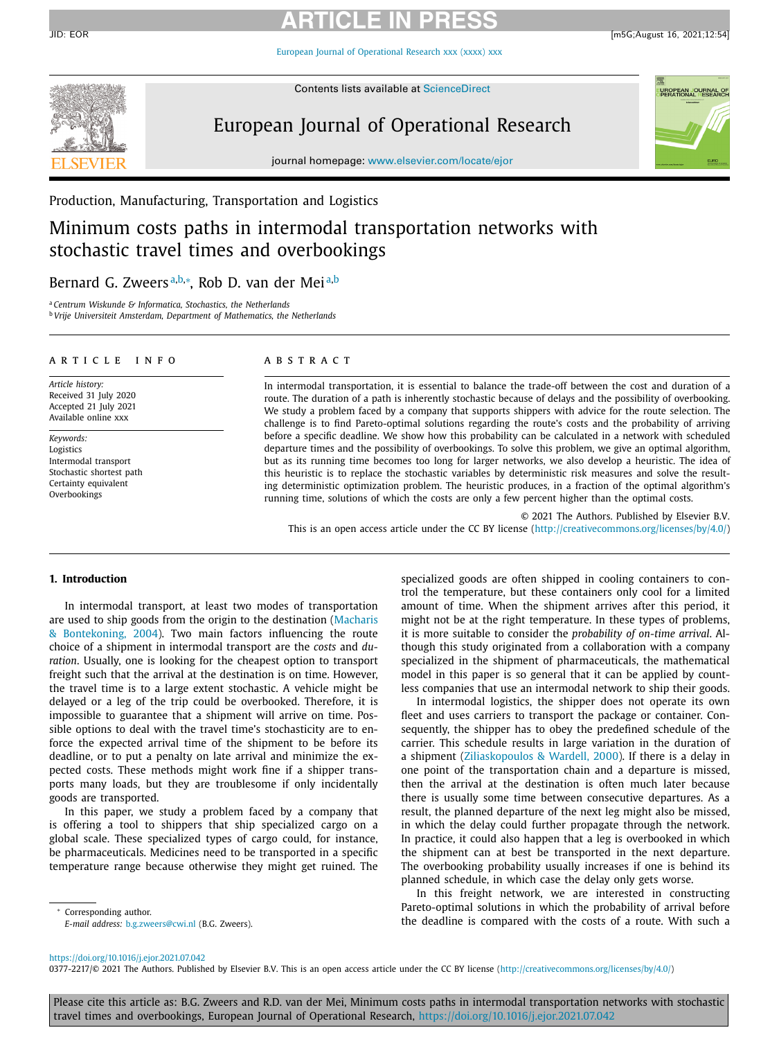Production, Manufacturing, Transportation and Logistics

# Minimum costs paths in intermodal transportation networks with stochastic travel times and overbookings

Bernard G. Zweers[a,b,*], Rob D. van der Mei[a,b]

[a] Centrum Wiskunde & Informatica, Stochastics, the Netherlands
[b] Vrije Universiteit Amsterdam, Department of Mathematics, the Netherlands

**ARTICLE INFO**

*Article history:*
Received 31 July 2020
Accepted 21 July 2021
Available online xxx

*Keywords:*
Logistics
Intermodal transport
Stochastic shortest path
Certainty equivalent
Overbookings

**ABSTRACT**

In intermodal transportation, it is essential to balance the trade-off between the cost and duration of a route. The duration of a path is inherently stochastic because of delays and the possibility of overbooking. We study a problem faced by a company that supports shippers with advice for the route selection. The challenge is to find Pareto-optimal solutions regarding the route's costs and the probability of arriving before a specific deadline. We show how this probability can be calculated in a network with scheduled departure times and the possibility of overbookings. To solve this problem, we give an optimal algorithm, but as its running time becomes too long for larger networks, we also develop a heuristic. The idea of this heuristic is to replace the stochastic variables by deterministic risk measures and solve the resulting deterministic optimization problem. The heuristic produces, in a fraction of the optimal algorithm's running time, solutions of which the costs are only a few percent higher than the optimal costs.

© 2021 The Authors. Published by Elsevier B.V.
This is an open access article under the CC BY license (http://creativecommons.org/licenses/by/4.0/)

## 1. Introduction

In intermodal transport, at least two modes of transportation are used to ship goods from the origin to the destination (Macharis & Bontekoning, 2004). Two main factors influencing the route choice of a shipment in intermodal transport are the *costs* and *duration*. Usually, one is looking for the cheapest option to transport freight such that the arrival at the destination is on time. However, the travel time is to a large extent stochastic. A vehicle might be delayed or a leg of the trip could be overbooked. Therefore, it is impossible to guarantee that a shipment will arrive on time. Possible options to deal with the travel time's stochasticity are to enforce the expected arrival time of the shipment to be before its deadline, or to put a penalty on late arrival and minimize the expected costs. These methods might work fine if a shipper transports many loads, but they are troublesome if only incidentally goods are transported.

In this paper, we study a problem faced by a company that is offering a tool to shippers that ship specialized cargo on a global scale. These specialized types of cargo could, for instance, be pharmaceuticals. Medicines need to be transported in a specific temperature range because otherwise they might get ruined. The specialized goods are often shipped in cooling containers to control the temperature, but these containers only cool for a limited amount of time. When the shipment arrives after this period, it might not be at the right temperature. In these types of problems, it is more suitable to consider the *probability of on-time arrival*. Although this study originated from a collaboration with a company specialized in the shipment of pharmaceuticals, the mathematical model in this paper is so general that it can be applied by countless companies that use an intermodal network to ship their goods.

In intermodal logistics, the shipper does not operate its own fleet and uses carriers to transport the package or container. Consequently, the shipper has to obey the predefined schedule of the carrier. This schedule results in large variation in the duration of a shipment (Ziliaskopoulos & Wardell, 2000). If there is a delay in one point of the transportation chain and a departure is missed, then the arrival at the destination is often much later because there is usually some time between consecutive departures. As a result, the planned departure of the next leg might also be missed, in which the delay could further propagate through the network. In practice, it could also happen that a leg is overbooked in which the shipment can at best be transported in the next departure. The overbooking probability usually increases if one is behind its planned schedule, in which case the delay only gets worse.

In this freight network, we are interested in constructing Pareto-optimal solutions in which the probability of arrival before the deadline is compared with the costs of a route. With such a

* Corresponding author.
*E-mail address:* b.g.zweers@cwi.nl (B.G. Zweers).

https://doi.org/10.1016/j.ejor.2021.07.042
0377-2217/© 2021 The Authors. Published by Elsevier B.V. This is an open access article under the CC BY license (http://creativecommons.org/licenses/by/4.0/)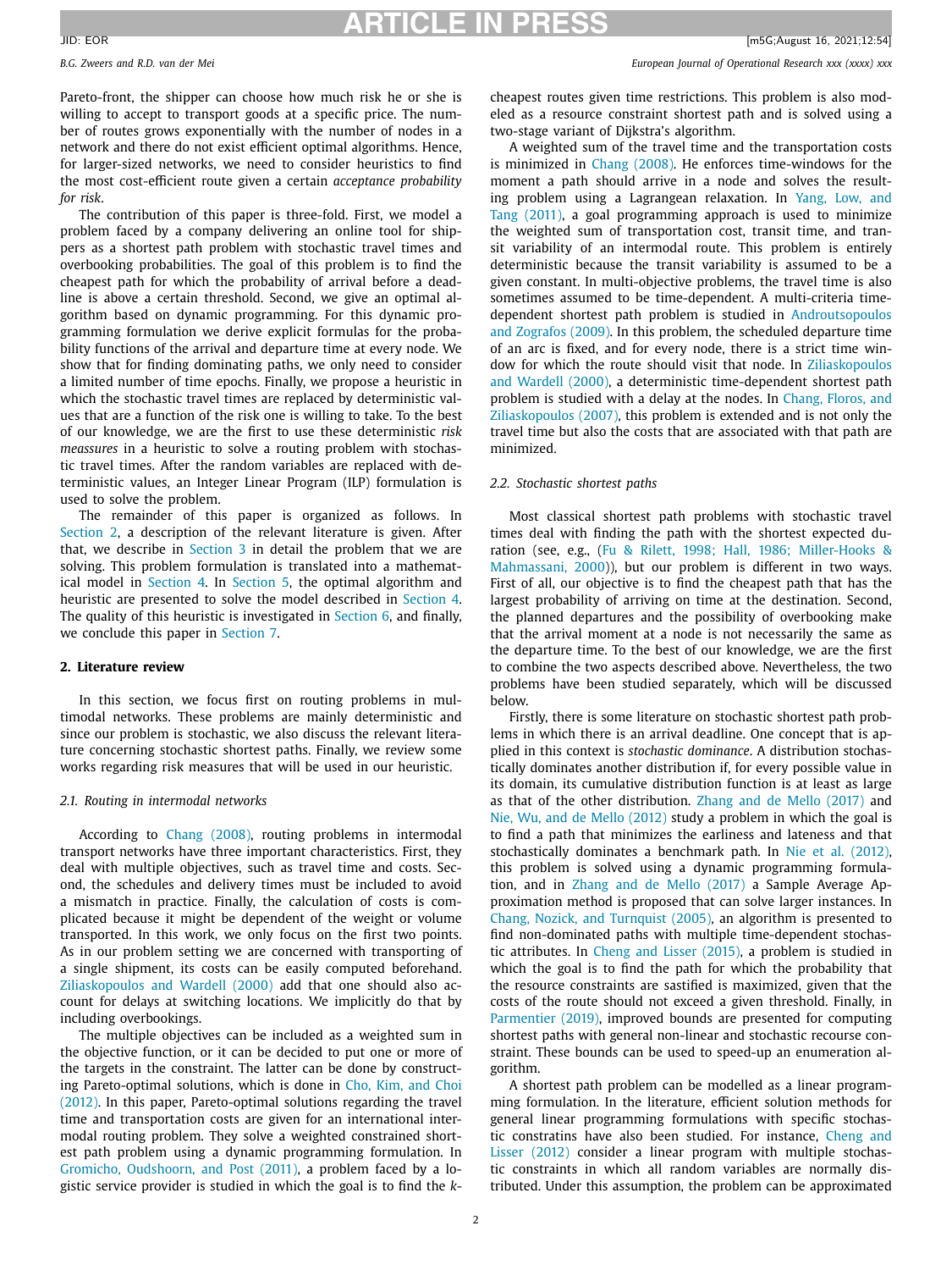Pareto-front, the shipper can choose how much risk he or she is willing to accept to transport goods at a specific price. The number of routes grows exponentially with the number of nodes in a network and there do not exist efficient optimal algorithms. Hence, for larger-sized networks, we need to consider heuristics to find the most cost-efficient route given a certain *acceptance probability for risk*.

The contribution of this paper is three-fold. First, we model a problem faced by a company delivering an online tool for shippers as a shortest path problem with stochastic travel times and overbooking probabilities. The goal of this problem is to find the cheapest path for which the probability of arrival before a deadline is above a certain threshold. Second, we give an optimal algorithm based on dynamic programming. For this dynamic programming formulation we derive explicit formulas for the probability functions of the arrival and departure time at every node. We show that for finding dominating paths, we only need to consider a limited number of time epochs. Finally, we propose a heuristic in which the stochastic travel times are replaced by deterministic values that are a function of the risk one is willing to take. To the best of our knowledge, we are the first to use these deterministic *risk meassures* in a heuristic to solve a routing problem with stochastic travel times. After the random variables are replaced with deterministic values, an Integer Linear Program (ILP) formulation is used to solve the problem.

The remainder of this paper is organized as follows. In Section 2, a description of the relevant literature is given. After that, we describe in Section 3 in detail the problem that we are solving. This problem formulation is translated into a mathematical model in Section 4. In Section 5, the optimal algorithm and heuristic are presented to solve the model described in Section 4. The quality of this heuristic is investigated in Section 6, and finally, we conclude this paper in Section 7.

## 2. Literature review

In this section, we focus first on routing problems in multimodal networks. These problems are mainly deterministic and since our problem is stochastic, we also discuss the relevant literature concerning stochastic shortest paths. Finally, we review some works regarding risk measures that will be used in our heuristic.

### 2.1. Routing in intermodal networks

According to Chang (2008), routing problems in intermodal transport networks have three important characteristics. First, they deal with multiple objectives, such as travel time and costs. Second, the schedules and delivery times must be included to avoid a mismatch in practice. Finally, the calculation of costs is complicated because it might be dependent of the weight or volume transported. In this work, we only focus on the first two points. As in our problem setting we are concerned with transporting of a single shipment, its costs can be easily computed beforehand. Ziliaskopoulos and Wardell (2000) add that one should also account for delays at switching locations. We implicitly do that by including overbookings.

The multiple objectives can be included as a weighted sum in the objective function, or it can be decided to put one or more of the targets in the constraint. The latter can be done by constructing Pareto-optimal solutions, which is done in Cho, Kim, and Choi (2012). In this paper, Pareto-optimal solutions regarding the travel time and transportation costs are given for an international intermodal routing problem. They solve a weighted constrained shortest path problem using a dynamic programming formulation. In Gromicho, Oudshoorn, and Post (2011), a problem faced by a logistic service provider is studied in which the goal is to find the $k$-cheapest routes given time restrictions. This problem is also modeled as a resource constraint shortest path and is solved using a two-stage variant of Dijkstra's algorithm.

A weighted sum of the travel time and the transportation costs is minimized in Chang (2008). He enforces time-windows for the moment a path should arrive in a node and solves the resulting problem using a Lagrangean relaxation. In Yang, Low, and Tang (2011), a goal programming approach is used to minimize the weighted sum of transportation cost, transit time, and transit variability of an intermodal route. This problem is entirely deterministic because the transit variability is assumed to be a given constant. In multi-objective problems, the travel time is also sometimes assumed to be time-dependent. A multi-criteria time-dependent shortest path problem is studied in Androutsopoulos and Zografos (2009). In this problem, the scheduled departure time of an arc is fixed, and for every node, there is a strict time window for which the route should visit that node. In Ziliaskopoulos and Wardell (2000), a deterministic time-dependent shortest path problem is studied with a delay at the nodes. In Chang, Floros, and Ziliaskopoulos (2007), this problem is extended and is not only the travel time but also the costs that are associated with that path are minimized.

### 2.2. Stochastic shortest paths

Most classical shortest path problems with stochastic travel times deal with finding the path with the shortest expected duration (see, e.g., (Fu & Rilett, 1998; Hall, 1986; Miller-Hooks & Mahmassani, 2000)), but our problem is different in two ways. First of all, our objective is to find the cheapest path that has the largest probability of arriving on time at the destination. Second, the planned departures and the possibility of overbooking make that the arrival moment at a node is not necessarily the same as the departure time. To the best of our knowledge, we are the first to combine the two aspects described above. Nevertheless, the two problems have been studied separately, which will be discussed below.

Firstly, there is some literature on stochastic shortest path problems in which there is an arrival deadline. One concept that is applied in this context is *stochastic dominance*. A distribution stochastically dominates another distribution if, for every possible value in its domain, its cumulative distribution function is at least as large as that of the other distribution. Zhang and de Mello (2017) and Nie, Wu, and de Mello (2012) study a problem in which the goal is to find a path that minimizes the earliness and lateness and that stochastically dominates a benchmark path. In Nie et al. (2012), this problem is solved using a dynamic programming formulation, and in Zhang and de Mello (2017) a Sample Average Approximation method is proposed that can solve larger instances. In Chang, Nozick, and Turnquist (2005), an algorithm is presented to find non-dominated paths with multiple time-dependent stochastic attributes. In Cheng and Lisser (2015), a problem is studied in which the goal is to find the path for which the probability that the resource constraints are sastified is maximized, given that the costs of the route should not exceed a given threshold. Finally, in Parmentier (2019), improved bounds are presented for computing shortest paths with general non-linear and stochastic recourse constraint. These bounds can be used to speed-up an enumeration algorithm.

A shortest path problem can be modelled as a linear programming formulation. In the literature, efficient solution methods for general linear programming formulations with specific stochastic constrains have also been studied. For instance, Cheng and Lisser (2012) consider a linear program with multiple stochastic constraints in which all random variables are normally distributed. Under this assumption, the problem can be approximated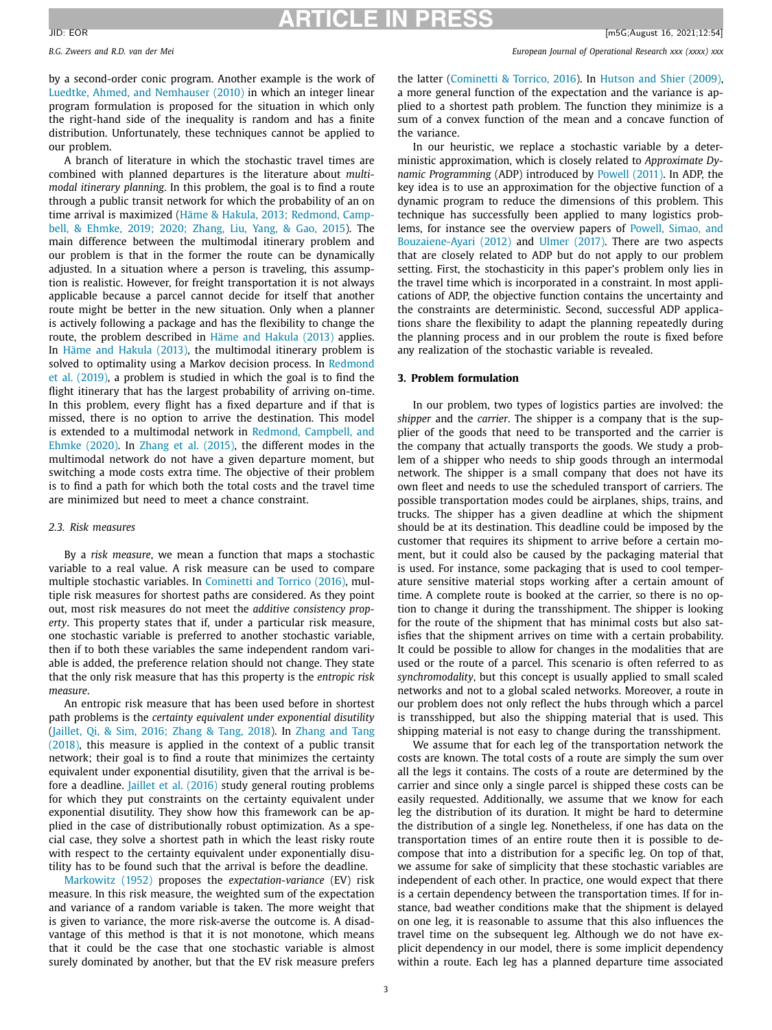by a second-order conic program. Another example is the work of Luedtke, Ahmed, and Nemhauser (2010) in which an integer linear program formulation is proposed for the situation in which only the right-hand side of the inequality is random and has a finite distribution. Unfortunately, these techniques cannot be applied to our problem.

A branch of literature in which the stochastic travel times are combined with planned departures is the literature about *multi-modal itinerary planning*. In this problem, the goal is to find a route through a public transit network for which the probability of an on time arrival is maximized (Häme & Hakula, 2013; Redmond, Campbell, & Ehmke, 2019; 2020; Zhang, Liu, Yang, & Gao, 2015). The main difference between the multimodal itinerary problem and our problem is that in the former the route can be dynamically adjusted. In a situation where a person is traveling, this assumption is realistic. However, for freight transportation it is not always applicable because a parcel cannot decide for itself that another route might be better in the new situation. Only when a planner is actively following a package and has the flexibility to change the route, the problem described in Häme and Hakula (2013) applies. In Häme and Hakula (2013), the multimodal itinerary problem is solved to optimality using a Markov decision process. In Redmond et al. (2019), a problem is studied in which the goal is to find the flight itinerary that has the largest probability of arriving on-time. In this problem, every flight has a fixed departure and if that is missed, there is no option to arrive the destination. This model is extended to a multimodal network in Redmond, Campbell, and Ehmke (2020). In Zhang et al. (2015), the different modes in the multimodal network do not have a given departure moment, but switching a mode costs extra time. The objective of their problem is to find a path for which both the total costs and the travel time are minimized but need to meet a chance constraint.

### 2.3. Risk measures

By a *risk measure*, we mean a function that maps a stochastic variable to a real value. A risk measure can be used to compare multiple stochastic variables. In Cominetti and Torrico (2016), multiple risk measures for shortest paths are considered. As they point out, most risk measures do not meet the *additive consistency property*. This property states that if, under a particular risk measure, one stochastic variable is preferred to another stochastic variable, then if to both these variables the same independent random variable is added, the preference relation should not change. They state that the only risk measure that has this property is the *entropic risk measure*.

An entropic risk measure that has been used before in shortest path problems is the *certainty equivalent under exponential disutility* (Jaillet, Qi, & Sim, 2016; Zhang & Tang, 2018). In Zhang and Tang (2018), this measure is applied in the context of a public transit network; their goal is to find a route that minimizes the certainty equivalent under exponential disutility, given that the arrival is before a deadline. Jaillet et al. (2016) study general routing problems for which they put constraints on the certainty equivalent under exponential disutility. They show how this framework can be applied in the case of distributionally robust optimization. As a special case, they solve a shortest path in which the least risky route with respect to the certainty equivalent under exponentially disutility has to be found such that the arrival is before the deadline.

Markowitz (1952) proposes the *expectation-variance* (EV) risk measure. In this risk measure, the weighted sum of the expectation and variance of a random variable is taken. The more weight that is given to variance, the more risk-averse the outcome is. A disadvantage of this method is that it is not monotone, which means that it could be the case that one stochastic variable is almost surely dominated by another, but that the EV risk measure prefers the latter (Cominetti & Torrico, 2016). In Hutson and Shier (2009), a more general function of the expectation and the variance is applied to a shortest path problem. The function they minimize is a sum of a convex function of the mean and a concave function of the variance.

In our heuristic, we replace a stochastic variable by a deterministic approximation, which is closely related to *Approximate Dynamic Programming* (ADP) introduced by Powell (2011). In ADP, the key idea is to use an approximation for the objective function of a dynamic program to reduce the dimensions of this problem. This technique has successfully been applied to many logistics problems, for instance see the overview papers of Powell, Simao, and Bouzaiene-Ayari (2012) and Ulmer (2017). There are two aspects that are closely related to ADP but do not apply to our problem setting. First, the stochasticity in this paper's problem only lies in the travel time which is incorporated in a constraint. In most applications of ADP, the objective function contains the uncertainty and the constraints are deterministic. Second, successful ADP applications share the flexibility to adapt the planning repeatedly during the planning process and in our problem the route is fixed before any realization of the stochastic variable is revealed.

## 3. Problem formulation

In our problem, two types of logistics parties are involved: the *shipper* and the *carrier*. The shipper is a company that is the supplier of the goods that need to be transported and the carrier is the company that actually transports the goods. We study a problem of a shipper who needs to ship goods through an intermodal network. The shipper is a small company that does not have its own fleet and needs to use the scheduled transport of carriers. The possible transportation modes could be airplanes, ships, trains, and trucks. The shipper has a given deadline at which the shipment should be at its destination. This deadline could be imposed by the customer that requires its shipment to arrive before a certain moment, but it could also be caused by the packaging material that is used. For instance, some packaging that is used to cool temperature sensitive material stops working after a certain amount of time. A complete route is booked at the carrier, so there is no option to change it during the transshipment. The shipper is looking for the route of the shipment that has minimal costs but also satisfies that the shipment arrives on time with a certain probability. It could be possible to allow for changes in the modalities that are used or the route of a parcel. This scenario is often referred to as *synchromodality*, but this concept is usually applied to small scaled networks and not to a global scaled networks. Moreover, a route in our problem does not only reflect the hubs through which a parcel is transshipped, but also the shipping material that is used. This shipping material is not easy to change during the transshipment.

We assume that for each leg of the transportation network the costs are known. The total costs of a route are simply the sum over all the legs it contains. The costs of a route are determined by the carrier and since only a single parcel is shipped these costs can be easily requested. Additionally, we assume that we know for each leg the distribution of its duration. It might be hard to determine the distribution of a single leg. Nonetheless, if one has data on the transportation times of an entire route then it is possible to decompose that into a distribution for a specific leg. On top of that, we assume for sake of simplicity that these stochastic variables are independent of each other. In practice, one would expect that there is a certain dependency between the transportation times. If for instance, bad weather conditions make that the shipment is delayed on one leg, it is reasonable to assume that this also influences the travel time on the subsequent leg. Although we do not have explicit dependency in our model, there is some implicit dependency within a route. Each leg has a planned departure time associated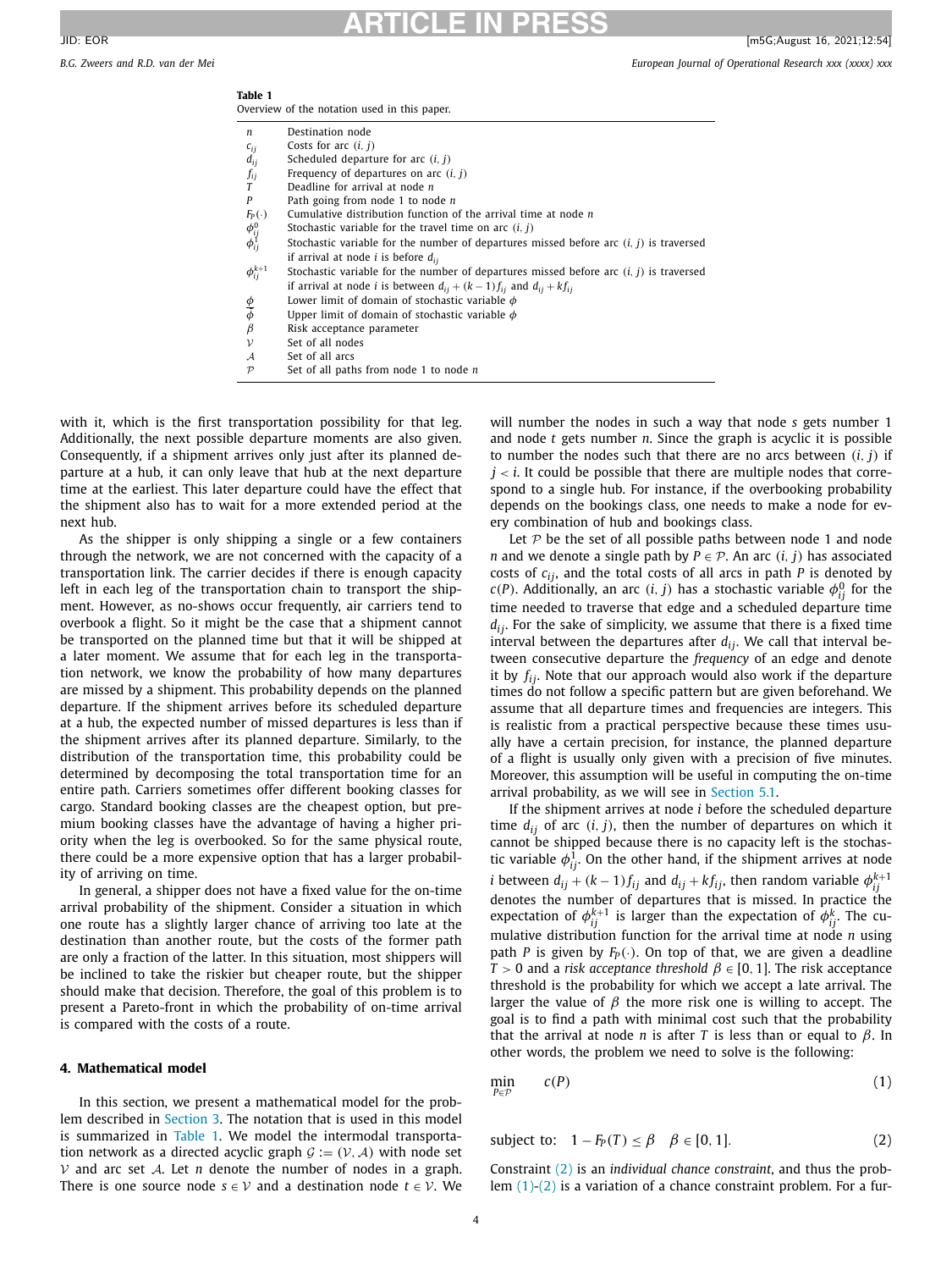**Table 1**
Overview of the notation used in this paper.

| | |
|---|---|
| $n$ | Destination node |
| $c_{ij}$ | Costs for arc $(i, j)$ |
| $d_{ij}$ | Scheduled departure for arc $(i, j)$ |
| $f_{ij}$ | Frequency of departures on arc $(i, j)$ |
| $T$ | Deadline for arrival at node $n$ |
| $P$ | Path going from node 1 to node $n$ |
| $F_P(\cdot)$ | Cumulative distribution function of the arrival time at node $n$ |
| $\phi_{ij}^0$ | Stochastic variable for the travel time on arc $(i, j)$ |
| $\phi_{ij}^1$ | Stochastic variable for the number of departures missed before arc $(i, j)$ is traversed if arrival at node $i$ is before $d_{ij}$ |
| $\phi_{ij}^{k+1}$ | Stochastic variable for the number of departures missed before arc $(i, j)$ is traversed if arrival at node $i$ is between $d_{ij} + (k-1)f_{ij}$ and $d_{ij} + kf_{ij}$ |
| $\underline{\phi}$ | Lower limit of domain of stochastic variable $\phi$ |
| $\overline{\phi}$ | Upper limit of domain of stochastic variable $\phi$ |
| $\beta$ | Risk acceptance parameter |
| $\mathcal{V}$ | Set of all nodes |
| $\mathcal{A}$ | Set of all arcs |
| $\mathcal{P}$ | Set of all paths from node 1 to node $n$ |

with it, which is the first transportation possibility for that leg. Additionally, the next possible departure moments are also given. Consequently, if a shipment arrives only just after its planned departure at a hub, it can only leave that hub at the next departure time at the earliest. This later departure could have the effect that the shipment also has to wait for a more extended period at the next hub.

As the shipper is only shipping a single or a few containers through the network, we are not concerned with the capacity of a transportation link. The carrier decides if there is enough capacity left in each leg of the transportation chain to transport the shipment. However, as no-shows occur frequently, air carriers tend to overbook a flight. So it might be the case that a shipment cannot be transported on the planned time but that it will be shipped at a later moment. We assume that for each leg in the transportation network, we know the probability of how many departures are missed by a shipment. This probability depends on the planned departure. If the shipment arrives before its scheduled departure at a hub, the expected number of missed departures is less than if the shipment arrives after its planned departure. Similarly, to the distribution of the transportation time, this probability could be determined by decomposing the total transportation time for an entire path. Carriers sometimes offer different booking classes for cargo. Standard booking classes are the cheapest option, but premium booking classes have the advantage of having a higher priority when the leg is overbooked. So for the same physical route, there could be a more expensive option that has a larger probability of arriving on time.

In general, a shipper does not have a fixed value for the on-time arrival probability of the shipment. Consider a situation in which one route has a slightly larger chance of arriving too late at the destination than another route, but the costs of the former path are only a fraction of the latter. In this situation, most shippers will be inclined to take the riskier but cheaper route, but the shipper should make that decision. Therefore, the goal of this problem is to present a Pareto-front in which the probability of on-time arrival is compared with the costs of a route.

## 4. Mathematical model

In this section, we present a mathematical model for the problem described in Section 3. The notation that is used in this model is summarized in Table 1. We model the intermodal transportation network as a directed acyclic graph $\mathcal{G} := (\mathcal{V}, \mathcal{A})$ with node set $\mathcal{V}$ and arc set $\mathcal{A}$. Let $n$ denote the number of nodes in a graph. There is one source node $s \in \mathcal{V}$ and a destination node $t \in \mathcal{V}$. We will number the nodes in such a way that node $s$ gets number 1 and node $t$ gets number $n$. Since the graph is acyclic it is possible to number the nodes such that there are no arcs between $(i, j)$ if $j < i$. It could be possible that there are multiple nodes that correspond to a single hub. For instance, if the overbooking probability depends on the bookings class, one needs to make a node for every combination of hub and bookings class.

Let $\mathcal{P}$ be the set of all possible paths between node 1 and node $n$ and we denote a single path by $P \in \mathcal{P}$. An arc $(i, j)$ has associated costs of $c_{ij}$, and the total costs of all arcs in path $P$ is denoted by $c(P)$. Additionally, an arc $(i, j)$ has a stochastic variable $\phi_{ij}^0$ for the time needed to traverse that edge and a scheduled departure time $d_{ij}$. For the sake of simplicity, we assume that there is a fixed time interval between the departures after $d_{ij}$. We call that interval between consecutive departure the *frequency* of an edge and denote it by $f_{ij}$. Note that our approach would also work if the departure times do not follow a specific pattern but are given beforehand. We assume that all departure times and frequencies are integers. This is realistic from a practical perspective because these times usually have a certain precision, for instance, the planned departure of a flight is usually only given with a precision of five minutes. Moreover, this assumption will be useful in computing the on-time arrival probability, as we will see in Section 5.1.

If the shipment arrives at node $i$ before the scheduled departure time $d_{ij}$ of arc $(i, j)$, then the number of departures on which it cannot be shipped because there is no capacity left is the stochastic variable $\phi_{ij}^1$. On the other hand, if the shipment arrives at node $i$ between $d_{ij} + (k-1)f_{ij}$ and $d_{ij} + kf_{ij}$, then random variable $\phi_{ij}^{k+1}$ denotes the number of departures that is missed. In practice the expectation of $\phi_{ij}^{k+1}$ is larger than the expectation of $\phi_{ij}^k$. The cumulative distribution function for the arrival time at node $n$ using path $P$ is given by $F_P(\cdot)$. On top of that, we are given a deadline $T > 0$ and a *risk acceptance threshold* $\beta \in [0, 1]$. The risk acceptance threshold is the probability for which we accept a late arrival. The larger the value of $\beta$ the more risk one is willing to accept. The goal is to find a path with minimal cost such that the probability that the arrival at node $n$ is after $T$ is less than or equal to $\beta$. In other words, the problem we need to solve is the following:

$$\min_{P \in \mathcal{P}} \quad c(P) \tag{1}$$

$$\text{subject to:} \quad 1 - F_P(T) \leq \beta \quad \beta \in [0, 1]. \tag{2}$$

Constraint (2) is an *individual chance constraint*, and thus the problem (1)-(2) is a variation of a chance constraint problem. For a fur-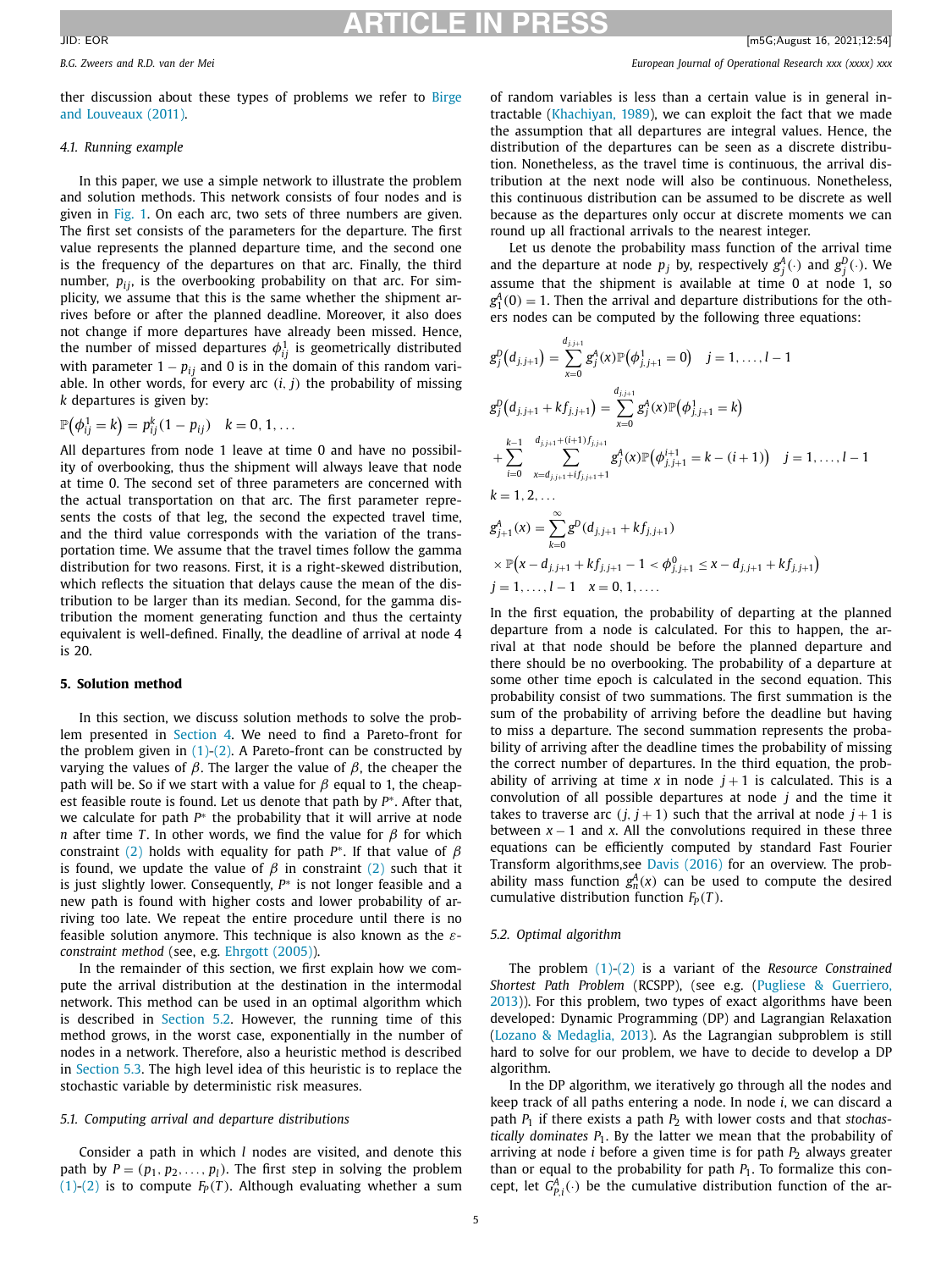ther discussion about these types of problems we refer to Birge and Louveaux (2011).

### 4.1. Running example

In this paper, we use a simple network to illustrate the problem and solution methods. This network consists of four nodes and is given in Fig. 1. On each arc, two sets of three numbers are given. The first set consists of the parameters for the departure. The first value represents the planned departure time, and the second one is the frequency of the departures on that arc. Finally, the third number, $p_{ij}$, is the overbooking probability on that arc. For simplicity, we assume that this is the same whether the shipment arrives before or after the planned deadline. Moreover, it also does not change if more departures have already been missed. Hence, the number of missed departures $\phi_{ij}^1$ is geometrically distributed with parameter $1 - p_{ij}$ and 0 is in the domain of this random variable. In other words, for every arc $(i, j)$ the probability of missing $k$ departures is given by:

$$\mathbb{P}\left(\phi_{ij}^1 = k\right) = p_{ij}^k (1 - p_{ij}) \quad k = 0, 1, \ldots$$

All departures from node 1 leave at time 0 and have no possibility of overbooking, thus the shipment will always leave that node at time 0. The second set of three parameters are concerned with the actual transportation on that arc. The first parameter represents the costs of that leg, the second the expected travel time, and the third value corresponds with the variation of the transportation time. We assume that the travel times follow the gamma distribution for two reasons. First, it is a right-skewed distribution, which reflects the situation that delays cause the mean of the distribution to be larger than its median. Second, for the gamma distribution the moment generating function and thus the certainty equivalent is well-defined. Finally, the deadline of arrival at node 4 is 20.

## 5. Solution method

In this section, we discuss solution methods to solve the problem presented in Section 4. We need to find a Pareto-front for the problem given in (1)-(2). A Pareto-front can be constructed by varying the values of $\beta$. The larger the value of $\beta$, the cheaper the path will be. So if we start with a value for $\beta$ equal to 1, the cheapest feasible route is found. Let us denote that path by $P^*$. After that, we calculate for path $P^*$ the probability that it will arrive at node $n$ after time $T$. In other words, we find the value for $\beta$ for which constraint (2) holds with equality for path $P^*$. If that value of $\beta$ is found, we update the value of $\beta$ in constraint (2) such that it is just slightly lower. Consequently, $P^*$ is not longer feasible and a new path is found with higher costs and lower probability of arriving too late. We repeat the entire procedure until there is no feasible solution anymore. This technique is also known as the *ε-constraint method* (see, e.g. Ehrgott (2005)).

In the remainder of this section, we first explain how we compute the arrival distribution at the destination in the intermodal network. This method can be used in an optimal algorithm which is described in Section 5.2. However, the running time of this method grows, in the worst case, exponentially in the number of nodes in a network. Therefore, also a heuristic method is described in Section 5.3. The high level idea of this heuristic is to replace the stochastic variable by deterministic risk measures.

### 5.1. Computing arrival and departure distributions

Consider a path in which $l$ nodes are visited, and denote this path by $P = (p_1, p_2, \ldots, p_l)$. The first step in solving the problem (1)-(2) is to compute $F_P(T)$. Although evaluating whether a sum of random variables is less than a certain value is in general intractable (Khachiyan, 1989), we can exploit the fact that we made the assumption that all departures are integral values. Hence, the distribution of the departures can be seen as a discrete distribution. Nonetheless, as the travel time is continuous, the arrival distribution at the next node will also be continuous. Nonetheless, this continuous distribution can be assumed to be discrete as well because as the departures only occur at discrete moments we can round up all fractional arrivals to the nearest integer.

Let us denote the probability mass function of the arrival time and the departure at node $p_j$ by, respectively $g_j^A(\cdot)$ and $g_j^D(\cdot)$. We assume that the shipment is available at time 0 at node 1, so $g_1^A(0) = 1$. Then the arrival and departure distributions for the others nodes can be computed by the following three equations:

$$g_j^D\left(d_{j,j+1}\right) = \sum_{x=0}^{d_{j,j+1}} g_j^A(x)\mathbb{P}\left(\phi_{j,j+1}^1 = 0\right) \quad j = 1, \ldots, l-1$$

$$g_j^D\left(d_{j,j+1} + kf_{j,j+1}\right) = \sum_{x=0}^{d_{j,j+1}} g_j^A(x)\mathbb{P}\left(\phi_{j,j+1}^1 = k\right)$$
$$+ \sum_{i=0}^{k-1} \sum_{x=d_{j,j+1}+if_{j,j+1}+1}^{d_{j,j+1}+(i+1)f_{j,j+1}} g_j^A(x)\mathbb{P}\left(\phi_{j,j+1}^{i+1} = k-(i+1)\right) \quad j = 1, \ldots, l-1$$
$$k = 1, 2, \ldots$$

$$g_{j+1}^A(x) = \sum_{k=0}^{\infty} g^D\left(d_{j,j+1} + kf_{j,j+1}\right)$$
$$\times \mathbb{P}\left(x - d_{j,j+1} + kf_{j,j+1} - 1 < \phi_{j,j+1}^0 \le x - d_{j,j+1} + kf_{j,j+1}\right)$$
$$j = 1, \ldots, l-1 \quad x = 0, 1, \ldots.$$

In the first equation, the probability of departing at the planned departure from a node is calculated. For this to happen, the arrival at that node should be before the planned departure and there should be no overbooking. The probability of a departure at some other time epoch is calculated in the second equation. This probability consist of two summations. The first summation is the sum of the probability of arriving before the deadline but having to miss a departure. The second summation represents the probability of arriving after the deadline times the probability of missing the correct number of departures. In the third equation, the probability of arriving at time $x$ in node $j+1$ is calculated. This is a convolution of all possible departures at node $j$ and the time it takes to traverse arc $(j, j+1)$ such that the arrival at node $j+1$ is between $x-1$ and $x$. All the convolutions required in these three equations can be efficiently computed by standard Fast Fourier Transform algorithms,see Davis (2016) for an overview. The probability mass function $g_n^A(x)$ can be used to compute the desired cumulative distribution function $F_P(T)$.

### 5.2. Optimal algorithm

The problem (1)-(2) is a variant of the *Resource Constrained Shortest Path Problem* (RCSPP), (see e.g. (Pugliese & Guerriero, 2013)). For this problem, two types of exact algorithms have been developed: Dynamic Programming (DP) and Lagrangian Relaxation (Lozano & Medaglia, 2013). As the Lagrangian subproblem is still hard to solve for our problem, we have to decide to develop a DP algorithm.

In the DP algorithm, we iteratively go through all the nodes and keep track of all paths entering a node. In node $i$, we can discard a path $P_1$ if there exists a path $P_2$ with lower costs and that *stochastically dominates* $P_1$. By the latter we mean that the probability of arriving at node $i$ before a given time is for path $P_2$ always greater than or equal to the probability for path $P_1$. To formalize this concept, let $G_{P,i}^A(\cdot)$ be the cumulative distribution function of the ar-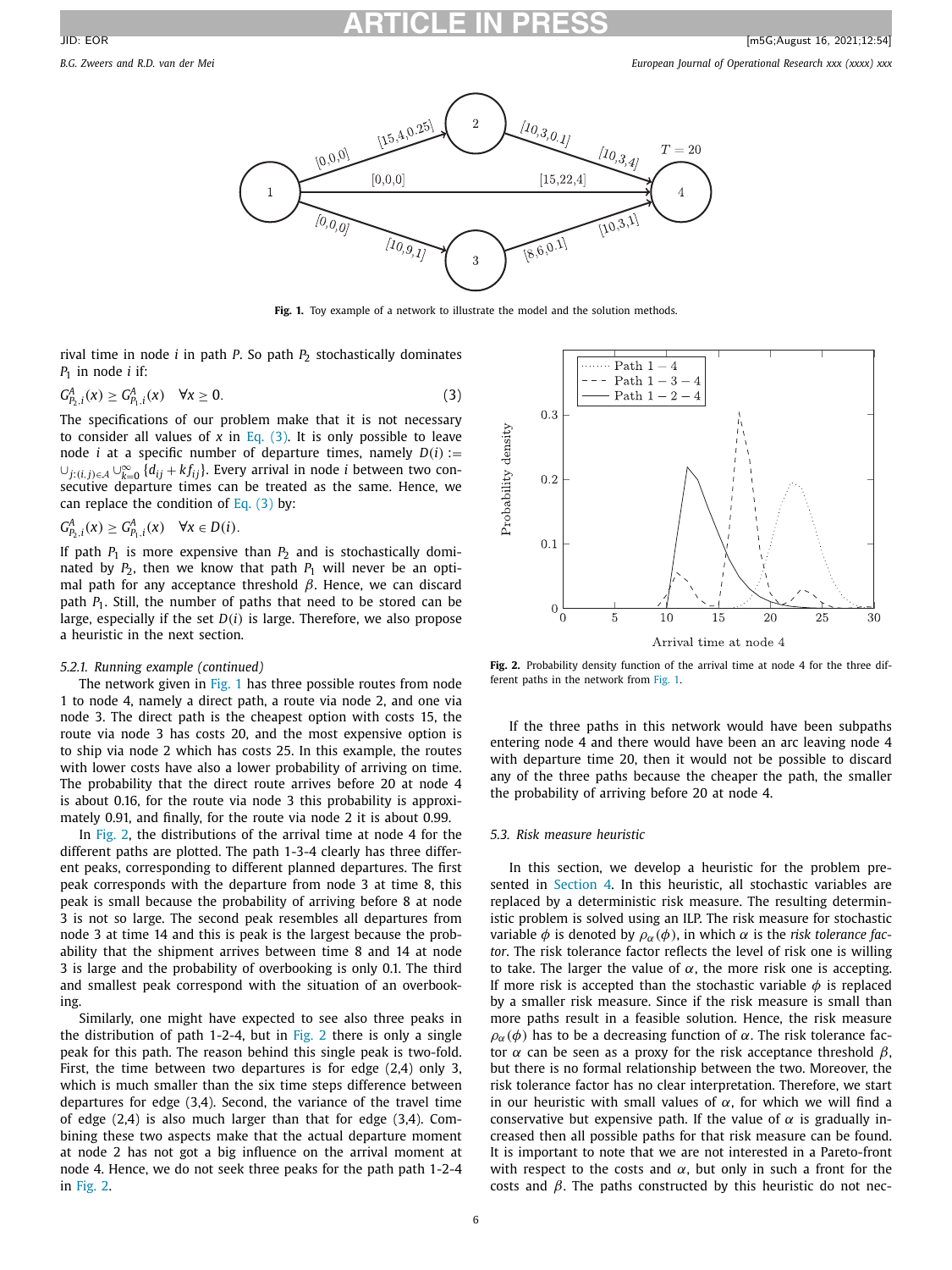Fig. 1. Toy example of a network to illustrate the model and the solution methods.

rival time in node $i$ in path $P$. So path $P_2$ stochastically dominates $P_1$ in node $i$ if:

$$G^A_{P_2,i}(x) \geq G^A_{P_1,i}(x) \quad \forall x \geq 0. \tag{3}$$

The specifications of our problem make that it is not necessary to consider all values of $x$ in Eq. (3). It is only possible to leave node $i$ at a specific number of departure times, namely $D(i) := \cup_{j:(i,j)\in\mathcal{A}} \cup_{k=0}^{\infty} \{d_{ij} + kf_{ij}\}$. Every arrival in node $i$ between two consecutive departure times can be treated as the same. Hence, we can replace the condition of Eq. (3) by:

$$G^A_{P_2,i}(x) \geq G^A_{P_1,i}(x) \quad \forall x \in D(i).$$

If path $P_1$ is more expensive than $P_2$ and is stochastically dominated by $P_2$, then we know that path $P_1$ will never be an optimal path for any acceptance threshold $\beta$. Hence, we can discard path $P_1$. Still, the number of paths that need to be stored can be large, especially if the set $D(i)$ is large. Therefore, we also propose a heuristic in the next section.

#### 5.2.1. Running example (continued)

The network given in Fig. 1 has three possible routes from node 1 to node 4, namely a direct path, a route via node 2, and one via node 3. The direct path is the cheapest option with costs 15, the route via node 3 has costs 20, and the most expensive option is to ship via node 2 which has costs 25. In this example, the routes with lower costs have also a lower probability of arriving on time. The probability that the direct route arrives before 20 at node 4 is about 0.16, for the route via node 3 this probability is approximately 0.91, and finally, for the route via node 2 it is about 0.99.

In Fig. 2, the distributions of the arrival time at node 4 for the different paths are plotted. The path 1-3-4 clearly has three different peaks, corresponding to different planned departures. The first peak corresponds with the departure from node 3 at time 8, this peak is small because the probability of arriving before 8 at node 3 is not so large. The second peak resembles all departures from node 3 at time 14 and this is peak is the largest because the probability that the shipment arrives between time 8 and 14 at node 3 is large and the probability of overbooking is only 0.1. The third and smallest peak correspond with the situation of an overbooking.

Similarly, one might have expected to see also three peaks in the distribution of path 1-2-4, but in Fig. 2 there is only a single peak for this path. The reason behind this single peak is two-fold. First, the time between two departures is for edge (2,4) only 3, which is much smaller than the six time steps difference between departures for edge (3,4). Second, the variance of the travel time of edge (2,4) is also much larger than that for edge (3,4). Combining these two aspects make that the actual departure moment at node 2 has not got a big influence on the arrival moment at node 4. Hence, we do not seek three peaks for the path path 1-2-4 in Fig. 2.

Fig. 2. Probability density function of the arrival time at node 4 for the three different paths in the network from Fig. 1.

If the three paths in this network would have been subpaths entering node 4 and there would have been an arc leaving node 4 with departure time 20, then it would not be possible to discard any of the three paths because the cheaper the path, the smaller the probability of arriving before 20 at node 4.

### 5.3. Risk measure heuristic

In this section, we develop a heuristic for the problem presented in Section 4. In this heuristic, all stochastic variables are replaced by a deterministic risk measure. The resulting deterministic problem is solved using an ILP. The risk measure for stochastic variable $\phi$ is denoted by $\rho_\alpha(\phi)$, in which $\alpha$ is the *risk tolerance factor*. The risk tolerance factor reflects the level of risk one is willing to take. The larger the value of $\alpha$, the more risk one is accepting. If more risk is accepted than the stochastic variable $\phi$ is replaced by a smaller risk measure. Since if the risk measure is small than more paths result in a feasible solution. Hence, the risk measure $\rho_\alpha(\phi)$ has to be a decreasing function of $\alpha$. The risk tolerance factor $\alpha$ can be seen as a proxy for the risk acceptance threshold $\beta$, but there is no formal relationship between the two. Moreover, the risk tolerance factor has no clear interpretation. Therefore, we start in our heuristic with small values of $\alpha$, for which we will find a conservative but expensive path. If the value of $\alpha$ is gradually increased then all possible paths for that risk measure can be found. It is important to note that we are not interested in a Pareto-front with respect to the costs and $\alpha$, but only in such a front for the costs and $\beta$. The paths constructed by this heuristic do not nec-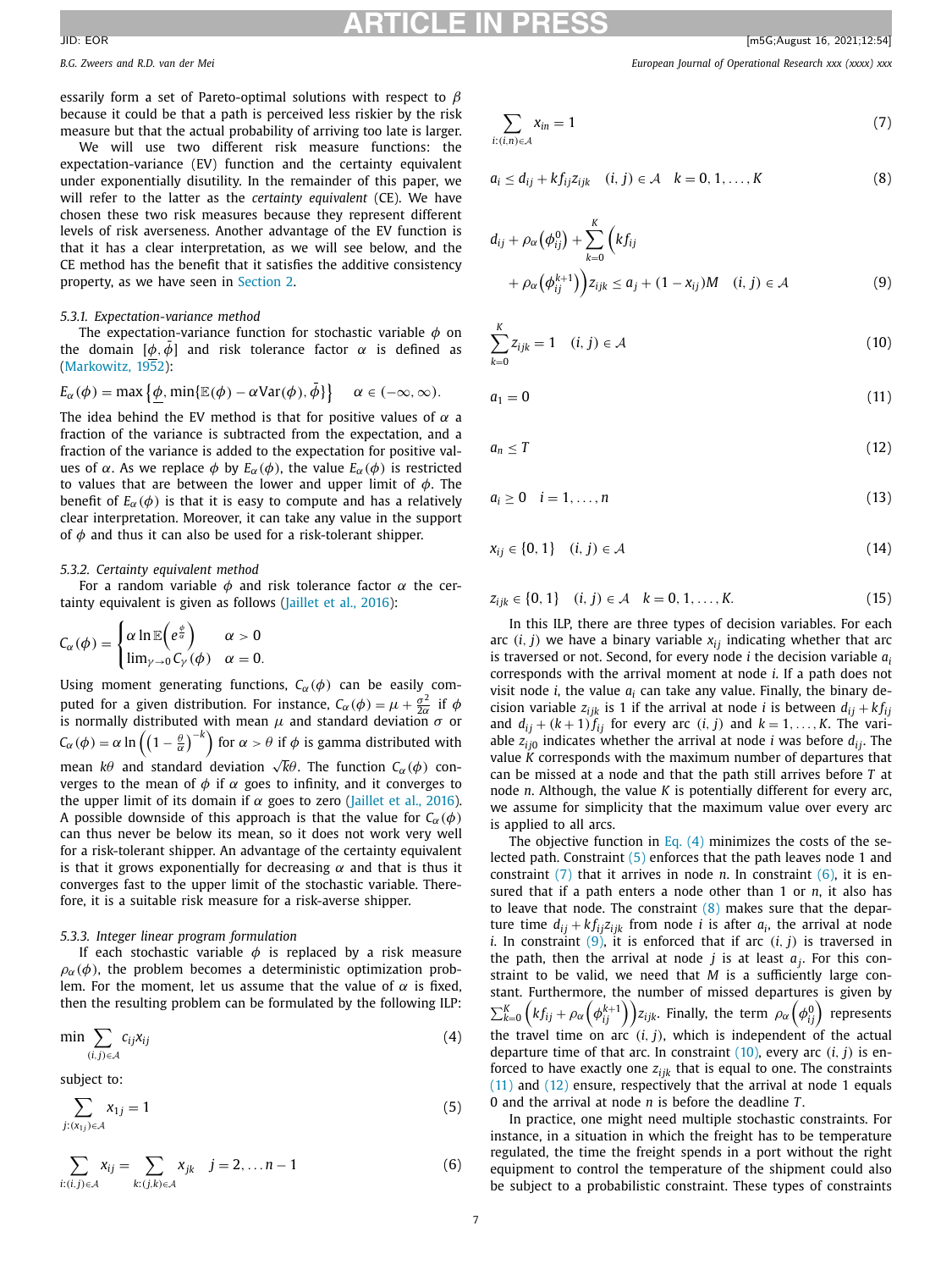essarily form a set of Pareto-optimal solutions with respect to $\beta$ because it could be that a path is perceived less riskier by the risk measure but that the actual probability of arriving too late is larger.

We will use two different risk measure functions: the expectation-variance (EV) function and the certainty equivalent under exponentially disutility. In the remainder of this paper, we will refer to the latter as the *certainty equivalent* (CE). We have chosen these two risk measures because they represent different levels of risk averseness. Another advantage of the EV function is that it has a clear interpretation, as we will see below, and the CE method has the benefit that it satisfies the additive consistency property, as we have seen in Section 2.

#### 5.3.1. Expectation-variance method

The expectation-variance function for stochastic variable $\phi$ on the domain $[\underline{\phi}, \bar{\phi}]$ and risk tolerance factor $\alpha$ is defined as (Markowitz, 1952):

$$E_\alpha(\phi) = \max\left\{\underline{\phi}, \min\{\mathbb{E}(\phi) - \alpha \mathrm{Var}(\phi), \bar{\phi}\}\right\} \quad \alpha \in (-\infty, \infty).$$

The idea behind the EV method is that for positive values of $\alpha$ a fraction of the variance is subtracted from the expectation, and a fraction of the variance is added to the expectation for positive values of $\alpha$. As we replace $\phi$ by $E_\alpha(\phi)$, the value $E_\alpha(\phi)$ is restricted to values that are between the lower and upper limit of $\phi$. The benefit of $E_\alpha(\phi)$ is that it is easy to compute and has a relatively clear interpretation. Moreover, it can take any value in the support of $\phi$ and thus it can also be used for a risk-tolerant shipper.

#### 5.3.2. Certainty equivalent method

For a random variable $\phi$ and risk tolerance factor $\alpha$ the certainty equivalent is given as follows (Jaillet et al., 2016):

$$C_\alpha(\phi) = \begin{cases} \alpha \ln \mathbb{E}\left(e^{\frac{\phi}{\alpha}}\right) & \alpha > 0 \\ \lim_{\gamma \to 0} C_\gamma(\phi) & \alpha = 0. \end{cases}$$

Using moment generating functions, $C_\alpha(\phi)$ can be easily computed for a given distribution. For instance, $C_\alpha(\phi) = \mu + \frac{\sigma^2}{2\alpha}$ if $\phi$ is normally distributed with mean $\mu$ and standard deviation $\sigma$ or $C_\alpha(\phi) = \alpha \ln\left(\left(1 - \frac{\theta}{\alpha}\right)^{-k}\right)$ for $\alpha > \theta$ if $\phi$ is gamma distributed with mean $k\theta$ and standard deviation $\sqrt{k}\theta$. The function $C_\alpha(\phi)$ converges to the mean of $\phi$ if $\alpha$ goes to infinity, and it converges to the upper limit of its domain if $\alpha$ goes to zero (Jaillet et al., 2016). A possible downside of this approach is that the value for $C_\alpha(\phi)$ can thus never be below its mean, so it does not work very well for a risk-tolerant shipper. An advantage of the certainty equivalent is that it grows exponentially for decreasing $\alpha$ and that is thus it converges fast to the upper limit of the stochastic variable. Therefore, it is a suitable risk measure for a risk-averse shipper.

#### 5.3.3. Integer linear program formulation

If each stochastic variable $\phi$ is replaced by a risk measure $\rho_\alpha(\phi)$, the problem becomes a deterministic optimization problem. For the moment, let us assume that the value of $\alpha$ is fixed, then the resulting problem can be formulated by the following ILP:

$$\min \sum_{(i,j) \in \mathcal{A}} c_{ij} x_{ij} \tag{4}$$

subject to:

$$\sum_{j:(x_{1j}) \in \mathcal{A}} x_{1j} = 1 \tag{5}$$

$$\sum_{i:(i,j) \in \mathcal{A}} x_{ij} = \sum_{k:(j,k) \in \mathcal{A}} x_{jk} \quad j = 2, \ldots n-1 \tag{6}$$

$$\sum_{i:(i,n) \in \mathcal{A}} x_{in} = 1 \tag{7}$$

$$a_i \le d_{ij} + k f_{ij} z_{ijk} \quad (i,j) \in \mathcal{A} \quad k = 0, 1, \ldots, K \tag{8}$$

$$d_{ij} + \rho_\alpha\left(\phi_{ij}^0\right) + \sum_{k=0}^{K} \left(k f_{ij} + \rho_\alpha\left(\phi_{ij}^{k+1}\right)\right) z_{ijk} \le a_j + (1 - x_{ij}) M \quad (i,j) \in \mathcal{A} \tag{9}$$

$$\sum_{k=0}^{K} z_{ijk} = 1 \quad (i,j) \in \mathcal{A} \tag{10}$$

$$a_1 = 0 \tag{11}$$

$$a_n \le T \tag{12}$$

$$a_i \ge 0 \quad i = 1, \ldots, n \tag{13}$$

$$x_{ij} \in \{0, 1\} \quad (i,j) \in \mathcal{A} \tag{14}$$

$$z_{ijk} \in \{0, 1\} \quad (i,j) \in \mathcal{A} \quad k = 0, 1, \ldots, K. \tag{15}$$

In this ILP, there are three types of decision variables. For each arc $(i, j)$ we have a binary variable $x_{ij}$ indicating whether that arc is traversed or not. Second, for every node $i$ the decision variable $a_i$ corresponds with the arrival moment at node $i$. If a path does not visit node $i$, the value $a_i$ can take any value. Finally, the binary decision variable $z_{ijk}$ is 1 if the arrival at node $i$ is between $d_{ij} + k f_{ij}$ and $d_{ij} + (k+1) f_{ij}$ for every arc $(i, j)$ and $k = 1, \ldots, K$. The variable $z_{ij0}$ indicates whether the arrival at node $i$ was before $d_{ij}$. The value $K$ corresponds with the maximum number of departures that can be missed at a node and that the path still arrives before $T$ at node $n$. Although, the value $K$ is potentially different for every arc, we assume for simplicity that the maximum value over every arc is applied to all arcs.

The objective function in Eq. (4) minimizes the costs of the selected path. Constraint (5) enforces that the path leaves node 1 and constraint (7) that it arrives in node $n$. In constraint (6), it is ensured that if a path enters a node other than 1 or $n$, it also has to leave that node. The constraint (8) makes sure that the departure time $d_{ij} + k f_{ij} z_{ijk}$ from node $i$ is after $a_i$, the arrival at node $i$. In constraint (9), it is enforced that if arc $(i, j)$ is traversed in the path, then the arrival at node $j$ is at least $a_j$. For this constraint to be valid, we need that $M$ is a sufficiently large constant. Furthermore, the number of missed departures is given by $\sum_{k=0}^{K} \left(k f_{ij} + \rho_\alpha\left(\phi_{ij}^{k+1}\right)\right) z_{ijk}$. Finally, the term $\rho_\alpha\left(\phi_{ij}^0\right)$ represents the travel time on arc $(i, j)$, which is independent of the actual departure time of that arc. In constraint (10), every arc $(i, j)$ is enforced to have exactly one $z_{ijk}$ that is equal to one. The constraints (11) and (12) ensure, respectively that the arrival at node 1 equals 0 and the arrival at node $n$ is before the deadline $T$.

In practice, one might need multiple stochastic constraints. For instance, in a situation in which the freight has to be temperature regulated, the time the freight spends in a port without the right equipment to control the temperature of the shipment could also be subject to a probabilistic constraint. These types of constraints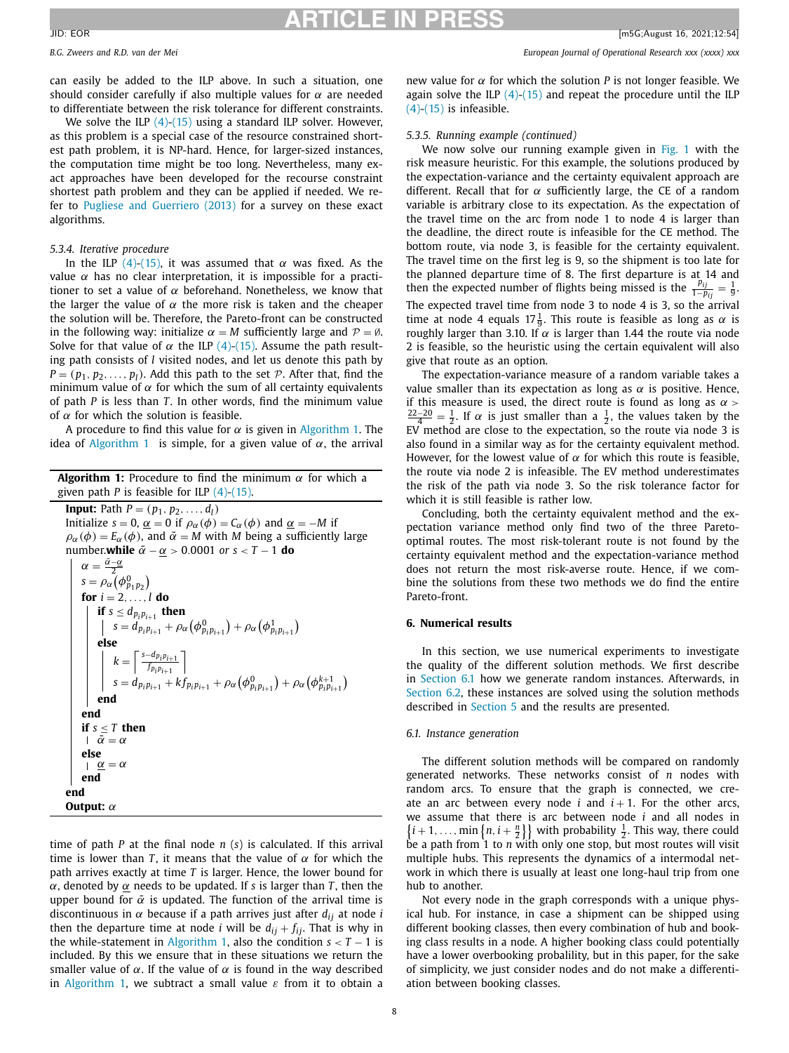can easily be added to the ILP above. In such a situation, one should consider carefully if also multiple values for $\alpha$ are needed to differentiate between the risk tolerance for different constraints.

We solve the ILP (4)-(15) using a standard ILP solver. However, as this problem is a special case of the resource constrained shortest path problem, it is NP-hard. Hence, for larger-sized instances, the computation time might be too long. Nevertheless, many exact approaches have been developed for the recourse constraint shortest path problem and they can be applied if needed. We refer to Pugliese and Guerriero (2013) for a survey on these exact algorithms.

#### 5.3.4. Iterative procedure

In the ILP (4)-(15), it was assumed that $\alpha$ was fixed. As the value $\alpha$ has no clear interpretation, it is impossible for a practitioner to set a value of $\alpha$ beforehand. Nonetheless, we know that the larger the value of $\alpha$ the more risk is taken and the cheaper the solution will be. Therefore, the Pareto-front can be constructed in the following way: initialize $\alpha = M$ sufficiently large and $\mathcal{P} = \emptyset$. Solve for that value of $\alpha$ the ILP (4)-(15). Assume the path resulting path consists of $l$ visited nodes, and let us denote this path by $P = (p_1, p_2, \dots, p_l)$. Add this path to the set $\mathcal{P}$. After that, find the minimum value of $\alpha$ for which the sum of all certainty equivalents of path $P$ is less than $T$. In other words, find the minimum value of $\alpha$ for which the solution is feasible.

A procedure to find this value for $\alpha$ is given in Algorithm 1. The idea of Algorithm 1 is simple, for a given value of $\alpha$, the arrival

**Algorithm 1:** Procedure to find the minimum $\alpha$ for which a given path $P$ is feasible for ILP (4)-(15).

```
Input: Path P = (p_1, p_2, ..., d_l)
Initialize s = 0, α_ = 0 if ρ_α(ϕ) = C_α(ϕ) and α_ = −M if
ρ_α(ϕ) = E_α(ϕ), and ᾱ = M with M being a sufficiently large
number.while ᾱ − α_ > 0.0001 or s < T − 1 do
    α = (ᾱ − α_)/2
    s = ρ_α(ϕ^0_{p_1 p_2})
    for i = 2, ..., l do
        if s ≤ d_{p_i p_{i+1}} then
            s = d_{p_i p_{i+1}} + ρ_α(ϕ^0_{p_i p_{i+1}}) + ρ_α(ϕ^1_{p_i p_{i+1}})
        else
            k = ⌈ (s − d_{p_i p_{i+1}}) / f_{p_i p_{i+1}} ⌉
            s = d_{p_i p_{i+1}} + k f_{p_i p_{i+1}} + ρ_α(ϕ^0_{p_i p_{i+1}}) + ρ_α(ϕ^{k+1}_{p_i p_{i+1}})
        end
    end
    if s ≤ T then
        ᾱ = α
    else
        α_ = α
    end
end
Output: α
```

time of path $P$ at the final node $n$ ($s$) is calculated. If this arrival time is lower than $T$, it means that the value of $\alpha$ for which the path arrives exactly at time $T$ is larger. Hence, the lower bound for $\alpha$, denoted by $\underline{\alpha}$ needs to be updated. If $s$ is larger than $T$, then the upper bound for $\bar{\alpha}$ is updated. The function of the arrival time is discontinuous in $\alpha$ because if a path arrives just after $d_{ij}$ at node $i$ then the departure time at node $i$ will be $d_{ij} + f_{ij}$. That is why in the while-statement in Algorithm 1, also the condition $s < T - 1$ is included. By this we ensure that in these situations we return the smaller value of $\alpha$. If the value of $\alpha$ is found in the way described in Algorithm 1, we subtract a small value $\varepsilon$ from it to obtain a new value for $\alpha$ for which the solution $P$ is not longer feasible. We again solve the ILP (4)-(15) and repeat the procedure until the ILP (4)-(15) is infeasible.

#### 5.3.5. Running example (continued)

We now solve our running example given in Fig. 1 with the risk measure heuristic. For this example, the solutions produced by the expectation-variance and the certainty equivalent approach are different. Recall that for $\alpha$ sufficiently large, the CE of a random variable is arbitrary close to its expectation. As the expectation of the travel time on the arc from node 1 to node 4 is larger than the deadline, the direct route is infeasible for the CE method. The bottom route, via node 3, is feasible for the certainty equivalent. The travel time on the first leg is 9, so the shipment is too late for the planned departure time of 8. The first departure is at 14 and then the expected number of flights being missed is the $\frac{p_{ij}}{1-p_{ij}} = \frac{1}{9}$. The expected travel time from node 3 to node 4 is 3, so the arrival time at node 4 equals $17\frac{1}{9}$. This route is feasible as long as $\alpha$ is roughly larger than 3.10. If $\alpha$ is larger than 1.44 the route via node 2 is feasible, so the heuristic using the certain equivalent will also give that route as an option.

The expectation-variance measure of a random variable takes a value smaller than its expectation as long as $\alpha$ is positive. Hence, if this measure is used, the direct route is found as long as $\alpha > \frac{22-20}{4} = \frac{1}{2}$. If $\alpha$ is just smaller than a $\frac{1}{2}$, the values taken by the EV method are close to the expectation, so the route via node 3 is also found in a similar way as for the certainty equivalent method. However, for the lowest value of $\alpha$ for which this route is feasible, the route via node 2 is infeasible. The EV method underestimates the risk of the path via node 3. So the risk tolerance factor for which it is still feasible is rather low.

Concluding, both the certainty equivalent method and the expectation variance method only find two of the three Pareto-optimal routes. The most risk-tolerant route is not found by the certainty equivalent method and the expectation-variance method does not return the most risk-averse route. Hence, if we combine the solutions from these two methods we do find the entire Pareto-front.

## 6. Numerical results

In this section, we use numerical experiments to investigate the quality of the different solution methods. We first describe in Section 6.1 how we generate random instances. Afterwards, in Section 6.2, these instances are solved using the solution methods described in Section 5 and the results are presented.

### 6.1. Instance generation

The different solution methods will be compared on randomly generated networks. These networks consist of $n$ nodes with random arcs. To ensure that the graph is connected, we create an arc between every node $i$ and $i+1$. For the other arcs, we assume that there is arc between node $i$ and all nodes in $\left\{i+1, \dots, \min\left\{n, i+\frac{n}{2}\right\}\right\}$ with probability $\frac{1}{2}$. This way, there could be a path from 1 to $n$ with only one stop, but most routes will visit multiple hubs. This represents the dynamics of a intermodal network in which there is usually at least one long-haul trip from one hub to another.

Not every node in the graph corresponds with a unique physical hub. For instance, in case a shipment can be shipped using different booking classes, then every combination of hub and booking class results in a node. A higher booking class could potentially have a lower overbooking probality, but in this paper, for the sake of simplicity, we just consider nodes and do not make a differentiation between booking classes.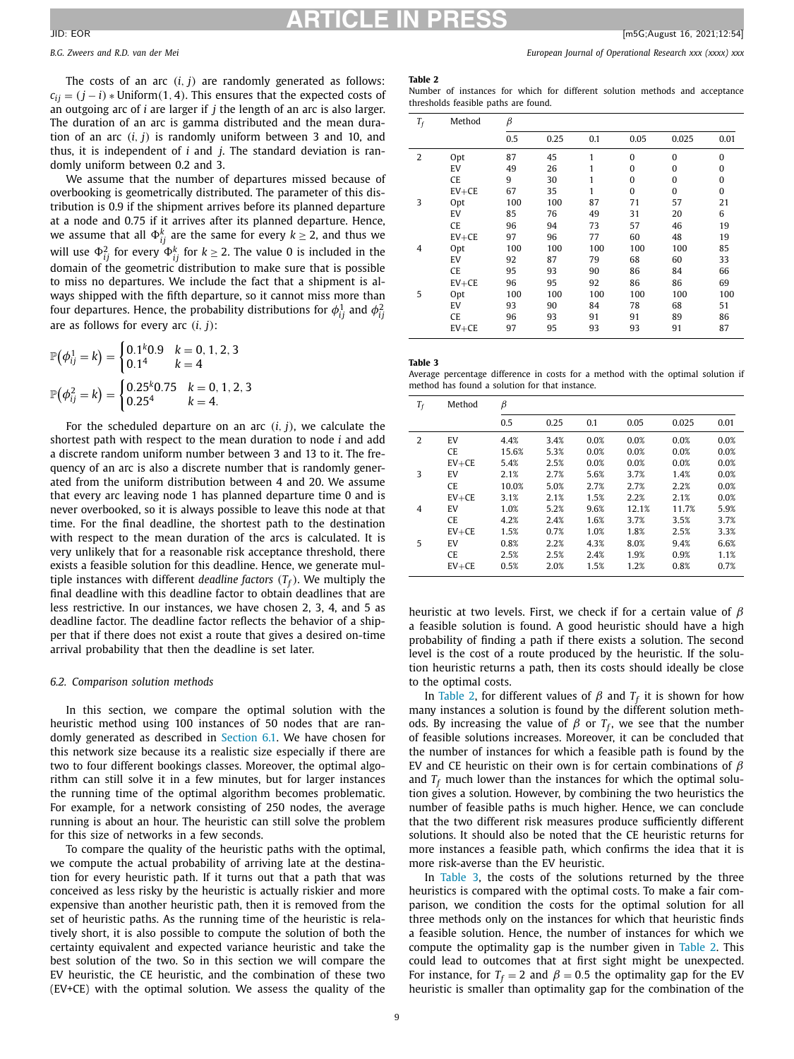The costs of an arc $(i, j)$ are randomly generated as follows: $c_{ij} = (j - i) * \text{Uniform}(1, 4)$. This ensures that the expected costs of an outgoing arc of $i$ are larger if $j$ the length of an arc is also larger. The duration of an arc is gamma distributed and the mean duration of an arc $(i, j)$ is randomly uniform between 3 and 10, and thus, it is independent of $i$ and $j$. The standard deviation is randomly uniform between 0.2 and 3.

We assume that the number of departures missed because of overbooking is geometrically distributed. The parameter of this distribution is 0.9 if the shipment arrives before its planned departure at a node and 0.75 if it arrives after its planned departure. Hence, we assume that all $\Phi_{ij}^k$ are the same for every $k \geq 2$, and thus we will use $\Phi_{ij}^2$ for every $\Phi_{ij}^k$ for $k \geq 2$. The value 0 is included in the domain of the geometric distribution to make sure that is possible to miss no departures. We include the fact that a shipment is always shipped with the fifth departure, so it cannot miss more than four departures. Hence, the probability distributions for $\phi_{ij}^1$ and $\phi_{ij}^2$ are as follows for every arc $(i, j)$:

$$\mathbb{P}(\phi_{ij}^1 = k) = \begin{cases} 0.1^k 0.9 & k = 0, 1, 2, 3 \\ 0.1^4 & k = 4 \end{cases}$$

$$\mathbb{P}(\phi_{ij}^2 = k) = \begin{cases} 0.25^k 0.75 & k = 0, 1, 2, 3 \\ 0.25^4 & k = 4. \end{cases}$$

For the scheduled departure on an arc $(i, j)$, we calculate the shortest path with respect to the mean duration to node $i$ and add a discrete random uniform number between 3 and 13 to it. The frequency of an arc is also a discrete number that is randomly generated from the uniform distribution between 4 and 20. We assume that every arc leaving node 1 has planned departure time 0 and is never overbooked, so it is always possible to leave this node at that time. For the final deadline, the shortest path to the destination with respect to the mean duration of the arcs is calculated. It is very unlikely that for a reasonable risk acceptance threshold, there exists a feasible solution for this deadline. Hence, we generate multiple instances with different *deadline factors* $(T_f)$. We multiply the final deadline with this deadline factor to obtain deadlines that are less restrictive. In our instances, we have chosen 2, 3, 4, and 5 as deadline factor. The deadline factor reflects the behavior of a shipper that if there does not exist a route that gives a desired on-time arrival probability that then the deadline is set later.

### 6.2. Comparison solution methods

In this section, we compare the optimal solution with the heuristic method using 100 instances of 50 nodes that are randomly generated as described in Section 6.1. We have chosen for this network size because its a realistic size especially if there are two to four different bookings classes. Moreover, the optimal algorithm can still solve it in a few minutes, but for larger instances the running time of the optimal algorithm becomes problematic. For example, for a network consisting of 250 nodes, the average running is about an hour. The heuristic can still solve the problem for this size of networks in a few seconds.

To compare the quality of the heuristic paths with the optimal, we compute the actual probability of arriving late at the destination for every heuristic path. If it turns out that a path that was conceived as less risky by the heuristic is actually riskier and more expensive than another heuristic path, then it is removed from the set of heuristic paths. As the running time of the heuristic is relatively short, it is also possible to compute the solution of both the certainty equivalent and expected variance heuristic and take the best solution of the two. So in this section we will compare the EV heuristic, the CE heuristic, and the combination of these two (EV+CE) with the optimal solution. We assess the quality of the heuristic at two levels. First, we check if for a certain value of $\beta$ a feasible solution is found. A good heuristic should have a high probability of finding a path if there exists a solution. The second level is the cost of a route produced by the heuristic. If the solution heuristic returns a path, then its costs should ideally be close to the optimal costs.

**Table 2**
Number of instances for which for different solution methods and acceptance thresholds feasible paths are found.

| $T_f$ | Method | $\beta$ | | | | | |
|---|---|---|---|---|---|---|---|
| | | 0.5 | 0.25 | 0.1 | 0.05 | 0.025 | 0.01 |
| 2 | Opt | 87 | 45 | 1 | 0 | 0 | 0 |
| | EV | 49 | 26 | 1 | 0 | 0 | 0 |
| | CE | 9 | 30 | 1 | 0 | 0 | 0 |
| | EV+CE | 67 | 35 | 1 | 0 | 0 | 0 |
| 3 | Opt | 100 | 100 | 87 | 71 | 57 | 21 |
| | EV | 85 | 76 | 49 | 31 | 20 | 6 |
| | CE | 96 | 94 | 73 | 57 | 46 | 19 |
| | EV+CE | 97 | 96 | 77 | 60 | 48 | 19 |
| 4 | Opt | 100 | 100 | 100 | 100 | 100 | 85 |
| | EV | 92 | 87 | 79 | 68 | 60 | 33 |
| | CE | 95 | 93 | 90 | 86 | 84 | 66 |
| | EV+CE | 96 | 95 | 92 | 86 | 86 | 69 |
| 5 | Opt | 100 | 100 | 100 | 100 | 100 | 100 |
| | EV | 93 | 90 | 84 | 78 | 68 | 51 |
| | CE | 96 | 93 | 91 | 91 | 89 | 86 |
| | EV+CE | 97 | 95 | 93 | 93 | 91 | 87 |

**Table 3**
Average percentage difference in costs for a method with the optimal solution if method has found a solution for that instance.

| $T_f$ | Method | $\beta$ | | | | | |
|---|---|---|---|---|---|---|---|
| | | 0.5 | 0.25 | 0.1 | 0.05 | 0.025 | 0.01 |
| 2 | EV | 4.4% | 3.4% | 0.0% | 0.0% | 0.0% | 0.0% |
| | CE | 15.6% | 5.3% | 0.0% | 0.0% | 0.0% | 0.0% |
| | EV+CE | 5.4% | 2.5% | 0.0% | 0.0% | 0.0% | 0.0% |
| 3 | EV | 2.1% | 2.7% | 5.6% | 3.7% | 1.4% | 0.0% |
| | CE | 10.0% | 5.0% | 2.7% | 2.7% | 2.2% | 0.0% |
| | EV+CE | 3.1% | 2.1% | 1.5% | 2.2% | 2.1% | 0.0% |
| 4 | EV | 1.0% | 5.2% | 9.6% | 12.1% | 11.7% | 5.9% |
| | CE | 4.2% | 2.4% | 1.6% | 3.7% | 3.5% | 3.7% |
| | EV+CE | 1.5% | 0.7% | 1.0% | 1.8% | 2.5% | 3.3% |
| 5 | EV | 0.8% | 2.2% | 4.3% | 8.0% | 9.4% | 6.6% |
| | CE | 2.5% | 2.5% | 2.4% | 1.9% | 0.9% | 1.1% |
| | EV+CE | 0.5% | 2.0% | 1.5% | 1.2% | 0.8% | 0.7% |

In Table 2, for different values of $\beta$ and $T_f$ it is shown for how many instances a solution is found by the different solution methods. By increasing the value of $\beta$ or $T_f$, we see that the number of feasible solutions increases. Moreover, it can be concluded that the number of instances for which a feasible path is found by the EV and CE heuristic on their own is for certain combinations of $\beta$ and $T_f$ much lower than the instances for which the optimal solution gives a solution. However, by combining the two heuristics the number of feasible paths is much higher. Hence, we can conclude that the two different risk measures produce sufficiently different solutions. It should also be noted that the CE heuristic returns for more instances a feasible path, which confirms the idea that it is more risk-averse than the EV heuristic.

In Table 3, the costs of the solutions returned by the three heuristics is compared with the optimal costs. To make a fair comparison, we condition the costs for the optimal solution for all three methods only on the instances for which that heuristic finds a feasible solution. Hence, the number of instances for which we compute the optimality gap is the number given in Table 2. This could lead to outcomes that at first sight might be unexpected. For instance, for $T_f = 2$ and $\beta = 0.5$ the optimality gap for the EV heuristic is smaller than optimality gap for the combination of the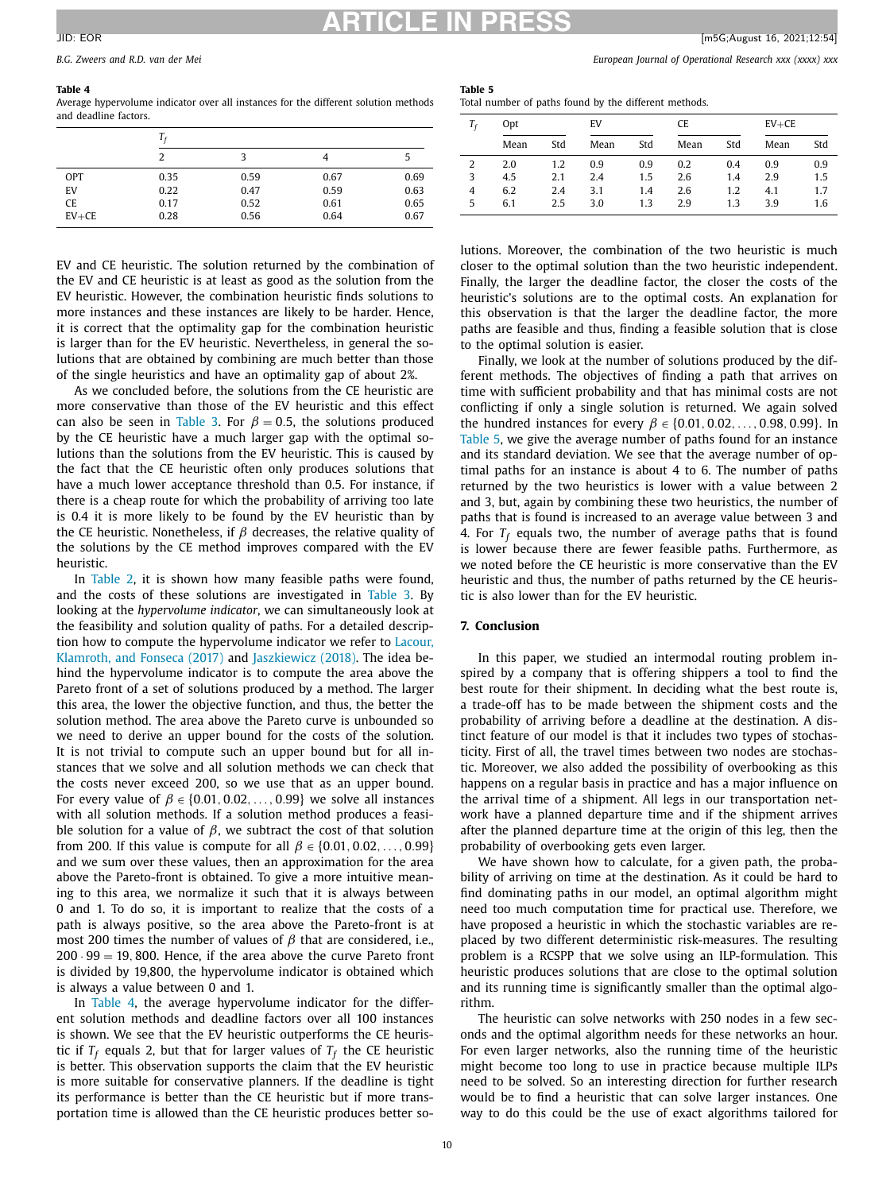**Table 4**
Average hypervolume indicator over all instances for the different solution methods and deadline factors.

| | $T_f$ | | | |
|---|---|---|---|---|
| | 2 | 3 | 4 | 5 |
| OPT | 0.35 | 0.59 | 0.67 | 0.69 |
| EV | 0.22 | 0.47 | 0.59 | 0.63 |
| CE | 0.17 | 0.52 | 0.61 | 0.65 |
| EV+CE | 0.28 | 0.56 | 0.64 | 0.67 |

**Table 5**
Total number of paths found by the different methods.

| $T_f$ | Opt | | EV | | CE | | EV+CE | |
|---|---|---|---|---|---|---|---|---|
| | Mean | Std | Mean | Std | Mean | Std | Mean | Std |
| 2 | 2.0 | 1.2 | 0.9 | 0.9 | 0.2 | 0.4 | 0.9 | 0.9 |
| 3 | 4.5 | 2.1 | 2.4 | 1.5 | 2.6 | 1.4 | 2.9 | 1.5 |
| 4 | 6.2 | 2.4 | 3.1 | 1.4 | 2.6 | 1.2 | 4.1 | 1.7 |
| 5 | 6.1 | 2.5 | 3.0 | 1.3 | 2.9 | 1.3 | 3.9 | 1.6 |

EV and CE heuristic. The solution returned by the combination of the EV and CE heuristic is at least as good as the solution from the EV heuristic. However, the combination heuristic finds solutions to more instances and these instances are likely to be harder. Hence, it is correct that the optimality gap for the combination heuristic is larger than for the EV heuristic. Nevertheless, in general the solutions that are obtained by combining are much better than those of the single heuristics and have an optimality gap of about 2%.

As we concluded before, the solutions from the CE heuristic are more conservative than those of the EV heuristic and this effect can also be seen in Table 3. For $\beta = 0.5$, the solutions produced by the CE heuristic have a much larger gap with the optimal solutions than the solutions from the EV heuristic. This is caused by the fact that the CE heuristic often only produces solutions that have a much lower acceptance threshold than 0.5. For instance, if there is a cheap route for which the probability of arriving too late is 0.4 it is more likely to be found by the EV heuristic than by the CE heuristic. Nonetheless, if $\beta$ decreases, the relative quality of the solutions by the CE method improves compared with the EV heuristic.

In Table 2, it is shown how many feasible paths were found, and the costs of these solutions are investigated in Table 3. By looking at the *hypervolume indicator*, we can simultaneously look at the feasibility and solution quality of paths. For a detailed description how to compute the hypervolume indicator we refer to Lacour, Klamroth, and Fonseca (2017) and Jaszkiewicz (2018). The idea behind the hypervolume indicator is to compute the area above the Pareto front of a set of solutions produced by a method. The larger this area, the lower the objective function, and thus, the better the solution method. The area above the Pareto curve is unbounded so we need to derive an upper bound for the costs of the solution. It is not trivial to compute such an upper bound but for all instances that we solve and all solution methods we can check that the costs never exceed 200, so we use that as an upper bound. For every value of $\beta \in \{0.01, 0.02, \ldots, 0.99\}$ we solve all instances with all solution methods. If a solution method produces a feasible solution for a value of $\beta$, we subtract the cost of that solution from 200. If this value is compute for all $\beta \in \{0.01, 0.02, \ldots, 0.99\}$ and we sum over these values, then an approximation for the area above the Pareto-front is obtained. To give a more intuitive meaning to this area, we normalize it such that it is always between 0 and 1. To do so, it is important to realize that the costs of a path is always positive, so the area above the Pareto-front is at most 200 times the number of values of $\beta$ that are considered, i.e., $200 \cdot 99 = 19,800$. Hence, if the area above the curve Pareto front is divided by 19,800, the hypervolume indicator is obtained which is always a value between 0 and 1.

In Table 4, the average hypervolume indicator for the different solution methods and deadline factors over all 100 instances is shown. We see that the EV heuristic outperforms the CE heuristic if $T_f$ equals 2, but that for larger values of $T_f$ the CE heuristic is better. This observation supports the claim that the EV heuristic is more suitable for conservative planners. If the deadline is tight its performance is better than the CE heuristic but if more transportation time is allowed than the CE heuristic produces better solutions. Moreover, the combination of the two heuristic is much closer to the optimal solution than the two heuristic independent. Finally, the larger the deadline factor, the closer the costs of the heuristic's solutions are to the optimal costs. An explanation for this observation is that the larger the deadline factor, the more paths are feasible and thus, finding a feasible solution that is close to the optimal solution is easier.

Finally, we look at the number of solutions produced by the different methods. The objectives of finding a path that arrives on time with sufficient probability and that has minimal costs are not conflicting if only a single solution is returned. We again solved the hundred instances for every $\beta \in \{0.01, 0.02, \ldots, 0.98, 0.99\}$. In Table 5, we give the average number of paths found for an instance and its standard deviation. We see that the average number of optimal paths for an instance is about 4 to 6. The number of paths returned by the two heuristics is lower with a value between 2 and 3, but, again by combining these two heuristics, the number of paths that is found is increased to an average value between 3 and 4. For $T_f$ equals two, the number of average paths that is found is lower because there are fewer feasible paths. Furthermore, as we noted before the CE heuristic is more conservative than the EV heuristic and thus, the number of paths returned by the CE heuristic is also lower than for the EV heuristic.

## 7. Conclusion

In this paper, we studied an intermodal routing problem inspired by a company that is offering shippers a tool to find the best route for their shipment. In deciding what the best route is, a trade-off has to be made between the shipment costs and the probability of arriving before a deadline at the destination. A distinct feature of our model is that it includes two types of stochasticity. First of all, the travel times between two nodes are stochastic. Moreover, we also added the possibility of overbooking as this happens on a regular basis in practice and has a major influence on the arrival time of a shipment. All legs in our transportation network have a planned departure time and if the shipment arrives after the planned departure time at the origin of this leg, then the probability of overbooking gets even larger.

We have shown how to calculate, for a given path, the probability of arriving on time at the destination. As it could be hard to find dominating paths in our model, an optimal algorithm might need too much computation time for practical use. Therefore, we have proposed a heuristic in which the stochastic variables are replaced by two different deterministic risk-measures. The resulting problem is a RCSPP that we solve using an ILP-formulation. This heuristic produces solutions that are close to the optimal solution and its running time is significantly smaller than the optimal algorithm.

The heuristic can solve networks with 250 nodes in a few seconds and the optimal algorithm needs for these networks an hour. For even larger networks, also the running time of the heuristic might become too long to use in practice because multiple ILPs need to be solved. So an interesting direction for further research would be to find a heuristic that can solve larger instances. One way to do this could be the use of exact algorithms tailored for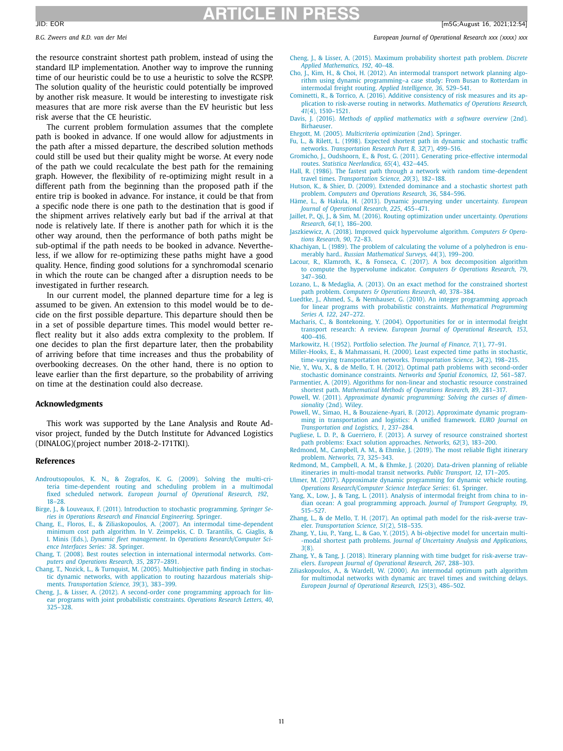the resource constraint shortest path problem, instead of using the standard ILP implementation. Another way to improve the running time of our heuristic could be to use a heuristic to solve the RCSPP. The solution quality of the heuristic could potentially be improved by another risk measure. It would be interesting to investigate risk measures that are more risk averse than the EV heuristic but less risk averse that the CE heuristic.

The current problem formulation assumes that the complete path is booked in advance. If one would allow for adjustments in the path after a missed departure, the described solution methods could still be used but their quality might be worse. At every node of the path we could recalculate the best path for the remaining graph. However, the flexibility of re-optimizing might result in a different path from the beginning than the proposed path if the entire trip is booked in advance. For instance, it could be that from a specific node there is one path to the destination that is good if the shipment arrives relatively early but bad if the arrival at that node is relatively late. If there is another path for which it is the other way around, then the performance of both paths might be sub-optimal if the path needs to be booked in advance. Nevertheless, if we allow for re-optimizing these paths might have a good quality. Hence, finding good solutions for a synchromodal scenario in which the route can be changed after a disruption needs to be investigated in further research.

In our current model, the planned departure time for a leg is assumed to be given. An extension to this model would be to decide on the first possible departure. This departure should then be in a set of possible departure times. This model would better reflect reality but it also adds extra complexity to the problem. If one decides to plan the first departure later, then the probability of arriving before that time increases and thus the probability of overbooking decreases. On the other hand, there is no option to leave earlier than the first departure, so the probability of arriving on time at the destination could also decrease.

## Acknowledgments

This work was supported by the Lane Analysis and Route Advisor project, funded by the Dutch Institute for Advanced Logistics (DINALOG)(project number 2018-2-171TKI).

## References

Androutsopoulos, K. N., & Zografos, K. G. (2009). Solving the multi-criteria time-dependent routing and scheduling problem in a multimodal fixed scheduled network. *European Journal of Operational Research, 192*, 18–28.

Birge, J., & Louveaux, F. (2011). Introduction to stochastic programming. *Springer Series in Operations Research and Financial Engineering*. Springer.

Chang, E., Floros, E., & Ziliaskopoulos, A. (2007). An intermodal time-dependent minimum cost path algorithm. In V. Zeimpekis, C. D. Tarantilis, G. Giaglis, & I. Minis (Eds.), *Dynamic fleet management*. In *Operations Research/Computer Science Interfaces Series: 38*. Springer.

Chang, T. (2008). Best routes selection in international intermodal networks. *Computers and Operations Research, 35*, 2877–2891.

Chang, T., Nozick, L., & Turnquist, M. (2005). Multiobjective path finding in stochastic dynamic networks, with application to routing hazardous materials shipments. *Transportation Science, 39*(3), 383–399.

Cheng, J., & Lisser, A. (2012). A second-order cone programming approach for linear programs with joint probabilistic constraints. *Operations Research Letters, 40*, 325–328.

Cheng, J., & Lisser, A. (2015). Maximum probability shortest path problem. *Discrete Applied Mathematics, 192*, 40–48.

Cho, J., Kim, H., & Choi, H. (2012). An intermodal transport network planning algorithm using dynamic programming–a case study: From Busan to Rotterdam in intermodal freight routing. *Applied Intelligence, 36*, 529–541.

Cominetti, R., & Torrico, A. (2016). Additive consistency of risk measures and its application to risk-averse routing in networks. *Mathematics of Operations Research, 41*(4), 1510–1521.

Davis, J. (2016). *Methods of applied mathematics with a software overview* (2nd). Birhaeuser.

Ehrgott, M. (2005). *Multicriteria optimization* (2nd). Springer.

Fu, L., & Rilett, L. (1998). Expected shortest path in dynamic and stochastic traffic networks. *Transportation Research Part B, 32*(7), 499–516.

Gromicho, J., Oudshoorn, E., & Post, G. (2011). Generating price-effective intermodal routes. *Statistica Neerlandica, 65*(4), 432–445.

Hall, R. (1986). The fastest path through a network with random time-dependent travel times. *Transportation Science, 20*(3), 182–188.

Hutson, K., & Shier, D. (2009). Extended dominance and a stochastic shortest path problem. *Computers and Operations Research, 36*, 584–596.

Häme, L., & Hakula, H. (2013). Dynamic journeying under uncertainty. *European Journal of Operational Research, 225*, 455–471.

Jaillet, P., Qi, J., & Sim, M. (2016). Routing optimization under uncertainty. *Operations Research, 64*(1), 186–200.

Jaszkiewicz, A. (2018). Improved quick hypervolume algorithm. *Computers & Operations Research, 90*, 72–83.

Khachiyan, L. (1989). The problem of calculating the volume of a polyhedron is enumerably hard.. *Russian Mathematical Surveys, 44*(3), 199–200.

Lacour, R., Klamroth, K., & Fonseca, C. (2017). A box decomposition algorithm to compute the hypervolume indicator. *Computers & Operations Research, 79*, 347–360.

Lozano, L., & Medaglia, A. (2013). On an exact method for the constrained shortest path problem. *Computers & Operations Research, 40*, 378–384.

Luedtke, J., Ahmed, S., & Nemhauser, G. (2010). An integer programming approach for linear programs with probabilistic constraints. *Mathematical Programming Series A, 122*, 247–272.

Macharis, C., & Bontekoning, Y. (2004). Opportunities for or in intermodal freight transport research: A review. *European Journal of Operational Research, 153*, 400–416.

Markowitz, H. (1952). Portfolio selection. *The Journal of Finance, 7*(1), 77–91.

Miller-Hooks, E., & Mahmassani, H. (2000). Least expected time paths in stochastic, time-varying transportation networks. *Transportation Science, 34*(2), 198–215.

Nie, Y., Wu, X., & de Mello, T. H. (2012). Optimal path problems with second-order stochastic dominance constraints. *Networks and Spatial Economics, 12*, 561–587.

Parmentier, A. (2019). Algorithms for non-linear and stochastic resource constrained shortest path. *Mathematical Methods of Operations Research, 89*, 281–317.

Powell, W. (2011). *Approximate dynamic programming: Solving the curses of dimensionality* (2nd). Wiley.

Powell, W., Simao, H., & Bouzaiene-Ayari, B. (2012). Approximate dynamic programming in transportation and logistics: A unified framework. *EURO Journal on Transportation and Logistics, 1*, 237–284.

Pugliese, L. D. P., & Guerriero, F. (2013). A survey of resource constrained shortest path problems: Exact solution approaches. *Networks, 62*(3), 183–200.

Redmond, M., Campbell, A. M., & Ehmke, J. (2019). The most reliable flight itinerary problem. *Networks, 73*, 325–343.

Redmond, M., Campbell, A. M., & Ehmke, J. (2020). Data-driven planning of reliable itineraries in multi-modal transit networks. *Public Transport, 12*, 171–205.

Ulmer, M. (2017). Approximate dynamic programming for dynamic vehicle routing. *Operations Research/Computer Science Interface Series*: 61. Springer.

Yang, X., Low, J., & Tang, L. (2011). Analysis of intermodal freight from china to indian ocean: A goal programming approach. *Journal of Transport Geography, 19*, 515–527.

Zhang, L., & de Mello, T. H. (2017). An optimal path model for the risk-averse traveler. *Transportation Science, 51*(2), 518–535.

Zhang, Y., Liu, P., Yang, L., & Gao, Y. (2015). A bi-objective model for uncertain multi-modal shortest path problems. *Journal of Uncertainty Analysis and Applications, 3*(8).

Zhang, Y., & Tang, J. (2018). Itinerary planning with time budget for risk-averse travelers. *European Journal of Operational Research, 267*, 288–303.

Ziliaskopoulos, A., & Wardell, W. (2000). An intermodal optimum path algorithm for multimodal networks with dynamic arc travel times and switching delays. *European Journal of Operational Research, 125*(3), 486–502.